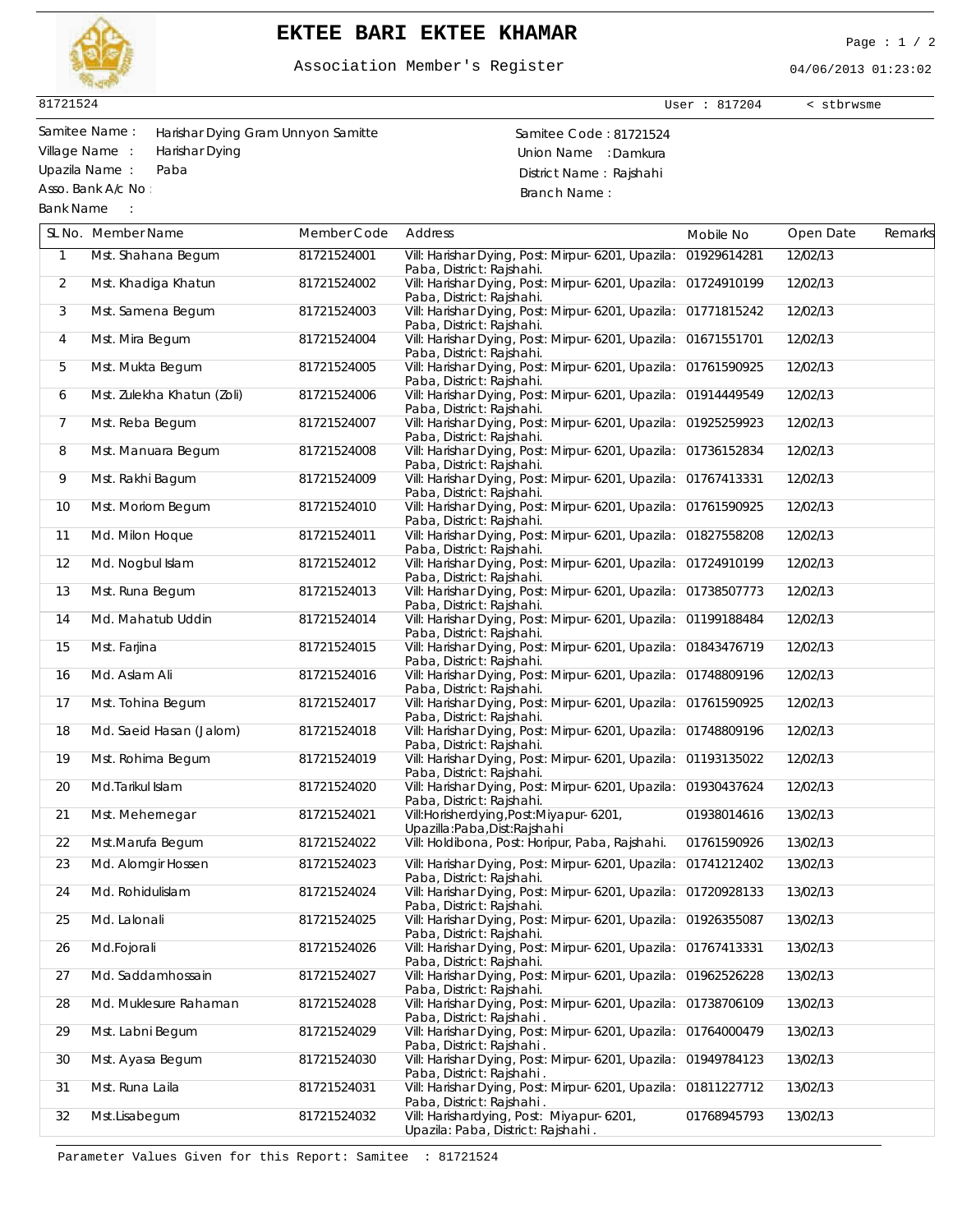# EKTEE BARI EKTEE KHAMAR

Association Member's Register

04/06/2013 01:23:02

81721524 | User : 817204 | < stbrwsme

Samitee Name : Harishar Dying Gram Unnyon Samitte
Village Name : Harishar Dying
Upazila Name : Paba
Asso. Bank A/c No :
Bank Name :

Samitee Code : 81721524
Union Name : Damkura
District Name : Rajshahi
Branch Name :

| SL No. | Member Name | Member Code | Address | Mobile No | Open Date | Remarks |
|---|---|---|---|---|---|---|
| 1 | Mst. Shahana Begum | 81721524001 | Vill: Harishar Dying, Post: Mirpur- 6201, Upazila: Paba, District: Rajshahi. | 01929614281 | 12/02/13 | |
| 2 | Mst. Khadiga Khatun | 81721524002 | Vill: Harishar Dying, Post: Mirpur- 6201, Upazila: Paba, District: Rajshahi. | 01724910199 | 12/02/13 | |
| 3 | Mst. Samena Begum | 81721524003 | Vill: Harishar Dying, Post: Mirpur- 6201, Upazila: Paba, District: Rajshahi. | 01771815242 | 12/02/13 | |
| 4 | Mst. Mira Begum | 81721524004 | Vill: Harishar Dying, Post: Mirpur- 6201, Upazila: Paba, District: Rajshahi. | 01671551701 | 12/02/13 | |
| 5 | Mst. Mukta Begum | 81721524005 | Vill: Harishar Dying, Post: Mirpur- 6201, Upazila: Paba, District: Rajshahi. | 01761590925 | 12/02/13 | |
| 6 | Mst. Zulekha Khatun (Zoli) | 81721524006 | Vill: Harishar Dying, Post: Mirpur- 6201, Upazila: Paba, District: Rajshahi. | 01914449549 | 12/02/13 | |
| 7 | Mst. Reba Begum | 81721524007 | Vill: Harishar Dying, Post: Mirpur- 6201, Upazila: Paba, District: Rajshahi. | 01925259923 | 12/02/13 | |
| 8 | Mst. Manuara Begum | 81721524008 | Vill: Harishar Dying, Post: Mirpur- 6201, Upazila: Paba, District: Rajshahi. | 01736152834 | 12/02/13 | |
| 9 | Mst. Rakhi Bagum | 81721524009 | Vill: Harishar Dying, Post: Mirpur- 6201, Upazila: Paba, District: Rajshahi. | 01767413331 | 12/02/13 | |
| 10 | Mst. Moriom Begum | 81721524010 | Vill: Harishar Dying, Post: Mirpur- 6201, Upazila: Paba, District: Rajshahi. | 01761590925 | 12/02/13 | |
| 11 | Md. Milon Hoque | 81721524011 | Vill: Harishar Dying, Post: Mirpur- 6201, Upazila: Paba, District: Rajshahi. | 01827558208 | 12/02/13 | |
| 12 | Md. Nogbul Islam | 81721524012 | Vill: Harishar Dying, Post: Mirpur- 6201, Upazila: Paba, District: Rajshahi. | 01724910199 | 12/02/13 | |
| 13 | Mst. Runa Begum | 81721524013 | Vill: Harishar Dying, Post: Mirpur- 6201, Upazila: Paba, District: Rajshahi. | 01738507773 | 12/02/13 | |
| 14 | Md. Mahatub Uddin | 81721524014 | Vill: Harishar Dying, Post: Mirpur- 6201, Upazila: Paba, District: Rajshahi. | 01199188484 | 12/02/13 | |
| 15 | Mst. Farjina | 81721524015 | Vill: Harishar Dying, Post: Mirpur- 6201, Upazila: Paba, District: Rajshahi. | 01843476719 | 12/02/13 | |
| 16 | Md. Aslam Ali | 81721524016 | Vill: Harishar Dying, Post: Mirpur- 6201, Upazila: Paba, District: Rajshahi. | 01748809196 | 12/02/13 | |
| 17 | Mst. Tohina Begum | 81721524017 | Vill: Harishar Dying, Post: Mirpur- 6201, Upazila: Paba, District: Rajshahi. | 01761590925 | 12/02/13 | |
| 18 | Md. Saeid Hasan (Jalom) | 81721524018 | Vill: Harishar Dying, Post: Mirpur- 6201, Upazila: Paba, District: Rajshahi. | 01748809196 | 12/02/13 | |
| 19 | Mst. Rohima Begum | 81721524019 | Vill: Harishar Dying, Post: Mirpur- 6201, Upazila: Paba, District: Rajshahi. | 01193135022 | 12/02/13 | |
| 20 | Md.Tarikul Islam | 81721524020 | Vill: Harishar Dying, Post: Mirpur- 6201, Upazila: Paba, District: Rajshahi. | 01930437624 | 12/02/13 | |
| 21 | Mst. Mehernegar | 81721524021 | Vill:Horisherdying,Post:Miyapur- 6201, Upazilla:Paba,Dist:Rajshahi | 01938014616 | 13/02/13 | |
| 22 | Mst.Marufa Begum | 81721524022 | Vill: Holdibona, Post: Horipur, Paba, Rajshahi. | 01761590926 | 13/02/13 | |
| 23 | Md. Alomgir Hossen | 81721524023 | Vill: Harishar Dying, Post: Mirpur- 6201, Upazila: Paba, District: Rajshahi. | 01741212402 | 13/02/13 | |
| 24 | Md. Rohidulislam | 81721524024 | Vill: Harishar Dying, Post: Mirpur- 6201, Upazila: Paba, District: Rajshahi. | 01720928133 | 13/02/13 | |
| 25 | Md. Lalonali | 81721524025 | Vill: Harishar Dying, Post: Mirpur- 6201, Upazila: Paba, District: Rajshahi. | 01926355087 | 13/02/13 | |
| 26 | Md.Fojorali | 81721524026 | Vill: Harishar Dying, Post: Mirpur- 6201, Upazila: Paba, District: Rajshahi. | 01767413331 | 13/02/13 | |
| 27 | Md. Saddamhossain | 81721524027 | Vill: Harishar Dying, Post: Mirpur- 6201, Upazila: Paba, District: Rajshahi. | 01962526228 | 13/02/13 | |
| 28 | Md. Muklesure Rahaman | 81721524028 | Vill: Harishar Dying, Post: Mirpur- 6201, Upazila: Paba, District: Rajshahi . | 01738706109 | 13/02/13 | |
| 29 | Mst. Labni Begum | 81721524029 | Vill: Harishar Dying, Post: Mirpur- 6201, Upazila: Paba, District: Rajshahi . | 01764000479 | 13/02/13 | |
| 30 | Mst. Ayasa Begum | 81721524030 | Vill: Harishar Dying, Post: Mirpur- 6201, Upazila: Paba, District: Rajshahi . | 01949784123 | 13/02/13 | |
| 31 | Mst. Runa Laila | 81721524031 | Vill: Harishar Dying, Post: Mirpur- 6201, Upazila: Paba, District: Rajshahi . | 01811227712 | 13/02/13 | |
| 32 | Mst.Lisabegum | 81721524032 | Vill: Harishardying, Post: Miyapur- 6201, Upazila: Paba, District: Rajshahi . | 01768945793 | 13/02/13 | |

Parameter Values Given for this Report: Samitee : 81721524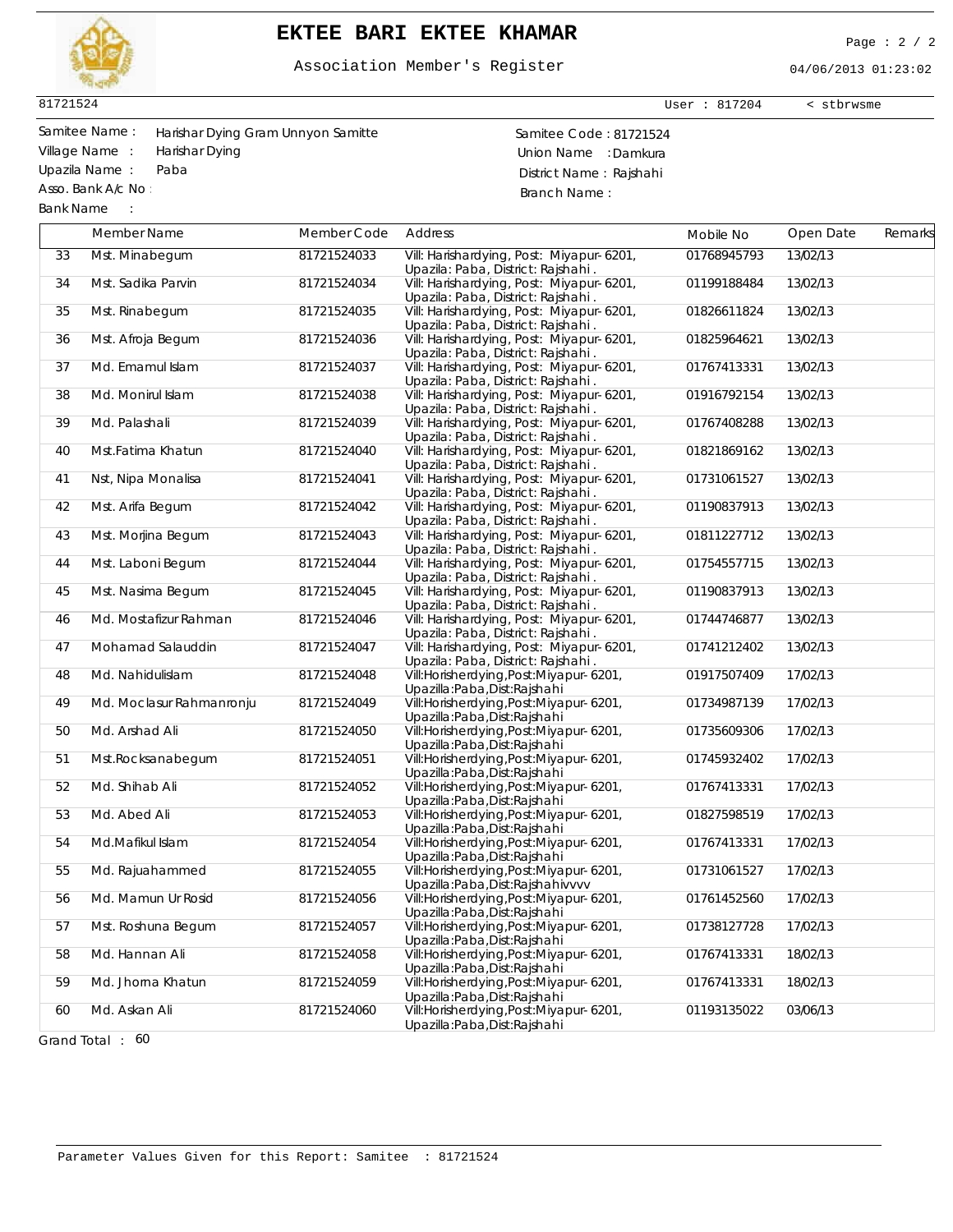# EKTEE BARI EKTEE KHAMAR

Association Member's Register

04/06/2013 01:23:02

81721524 User : 817204 < stbrwsme

Samitee Name : Harishar Dying Gram Unnyon Samitte
Village Name : Harishar Dying
Upazila Name : Paba
Asso. Bank A/c No :
Bank Name :

Samitee Code : 81721524
Union Name : Damkura
District Name : Rajshahi
Branch Name :

| | Member Name | Member Code | Address | Mobile No | Open Date | Remarks |
|---|---|---|---|---|---|---|
| 33 | Mst. Minabegum | 81721524033 | Vill: Harishardying, Post: Miyapur- 6201, Upazila: Paba, District: Rajshahi . | 01768945793 | 13/02/13 | |
| 34 | Mst. Sadika Parvin | 81721524034 | Vill: Harishardying, Post: Miyapur- 6201, Upazila: Paba, District: Rajshahi . | 01199188484 | 13/02/13 | |
| 35 | Mst. Rinabegum | 81721524035 | Vill: Harishardying, Post: Miyapur- 6201, Upazila: Paba, District: Rajshahi . | 01826611824 | 13/02/13 | |
| 36 | Mst. Afroja Begum | 81721524036 | Vill: Harishardying, Post: Miyapur- 6201, Upazila: Paba, District: Rajshahi . | 01825964621 | 13/02/13 | |
| 37 | Md. Emamul Islam | 81721524037 | Vill: Harishardying, Post: Miyapur- 6201, Upazila: Paba, District: Rajshahi . | 01767413331 | 13/02/13 | |
| 38 | Md. Monirul Islam | 81721524038 | Vill: Harishardying, Post: Miyapur- 6201, Upazila: Paba, District: Rajshahi . | 01916792154 | 13/02/13 | |
| 39 | Md. Palashali | 81721524039 | Vill: Harishardying, Post: Miyapur- 6201, Upazila: Paba, District: Rajshahi . | 01767408288 | 13/02/13 | |
| 40 | Mst.Fatima Khatun | 81721524040 | Vill: Harishardying, Post: Miyapur- 6201, Upazila: Paba, District: Rajshahi . | 01821869162 | 13/02/13 | |
| 41 | Nst, Nipa Monalisa | 81721524041 | Vill: Harishardying, Post: Miyapur- 6201, Upazila: Paba, District: Rajshahi . | 01731061527 | 13/02/13 | |
| 42 | Mst. Arifa Begum | 81721524042 | Vill: Harishardying, Post: Miyapur- 6201, Upazila: Paba, District: Rajshahi . | 01190837913 | 13/02/13 | |
| 43 | Mst. Morjina Begum | 81721524043 | Vill: Harishardying, Post: Miyapur- 6201, Upazila: Paba, District: Rajshahi . | 01811227712 | 13/02/13 | |
| 44 | Mst. Laboni Begum | 81721524044 | Vill: Harishardying, Post: Miyapur- 6201, Upazila: Paba, District: Rajshahi . | 01754557715 | 13/02/13 | |
| 45 | Mst. Nasima Begum | 81721524045 | Vill: Harishardying, Post: Miyapur- 6201, Upazila: Paba, District: Rajshahi . | 01190837913 | 13/02/13 | |
| 46 | Md. Mostafizur Rahman | 81721524046 | Vill: Harishardying, Post: Miyapur- 6201, Upazila: Paba, District: Rajshahi . | 01744746877 | 13/02/13 | |
| 47 | Mohamad Salauddin | 81721524047 | Vill: Harishardying, Post: Miyapur- 6201, Upazila: Paba, District: Rajshahi . | 01741212402 | 13/02/13 | |
| 48 | Md. Nahidulislam | 81721524048 | Vill:Horisherdying,Post:Miyapur- 6201, Upazilla:Paba,Dist:Rajshahi | 01917507409 | 17/02/13 | |
| 49 | Md. Moclasur Rahmanronju | 81721524049 | Vill:Horisherdying,Post:Miyapur- 6201, Upazilla:Paba,Dist:Rajshahi | 01734987139 | 17/02/13 | |
| 50 | Md. Arshad Ali | 81721524050 | Vill:Horisherdying,Post:Miyapur- 6201, Upazilla:Paba,Dist:Rajshahi | 01735609306 | 17/02/13 | |
| 51 | Mst.Rocksanabegum | 81721524051 | Vill:Horisherdying,Post:Miyapur- 6201, Upazilla:Paba,Dist:Rajshahi | 01745932402 | 17/02/13 | |
| 52 | Md. Shihab Ali | 81721524052 | Vill:Horisherdying,Post:Miyapur- 6201, Upazilla:Paba,Dist:Rajshahi | 01767413331 | 17/02/13 | |
| 53 | Md. Abed Ali | 81721524053 | Vill:Horisherdying,Post:Miyapur- 6201, Upazilla:Paba,Dist:Rajshahi | 01827598519 | 17/02/13 | |
| 54 | Md.Mafikul Islam | 81721524054 | Vill:Horisherdying,Post:Miyapur- 6201, Upazilla:Paba,Dist:Rajshahi | 01767413331 | 17/02/13 | |
| 55 | Md. Rajuahammed | 81721524055 | Vill:Horisherdying,Post:Miyapur- 6201, Upazilla:Paba,Dist:Rajshahivvvv | 01731061527 | 17/02/13 | |
| 56 | Md. Mamun Ur Rosid | 81721524056 | Vill:Horisherdying,Post:Miyapur- 6201, Upazilla:Paba,Dist:Rajshahi | 01761452560 | 17/02/13 | |
| 57 | Mst. Roshuna Begum | 81721524057 | Vill:Horisherdying,Post:Miyapur- 6201, Upazilla:Paba,Dist:Rajshahi | 01738127728 | 17/02/13 | |
| 58 | Md. Hannan Ali | 81721524058 | Vill:Horisherdying,Post:Miyapur- 6201, Upazilla:Paba,Dist:Rajshahi | 01767413331 | 18/02/13 | |
| 59 | Md. Jhorna Khatun | 81721524059 | Vill:Horisherdying,Post:Miyapur- 6201, Upazilla:Paba,Dist:Rajshahi | 01767413331 | 18/02/13 | |
| 60 | Md. Askan Ali | 81721524060 | Vill:Horisherdying,Post:Miyapur- 6201, Upazilla:Paba,Dist:Rajshahi | 01193135022 | 03/06/13 | |

Grand Total : 60

Parameter Values Given for this Report: Samitee : 81721524